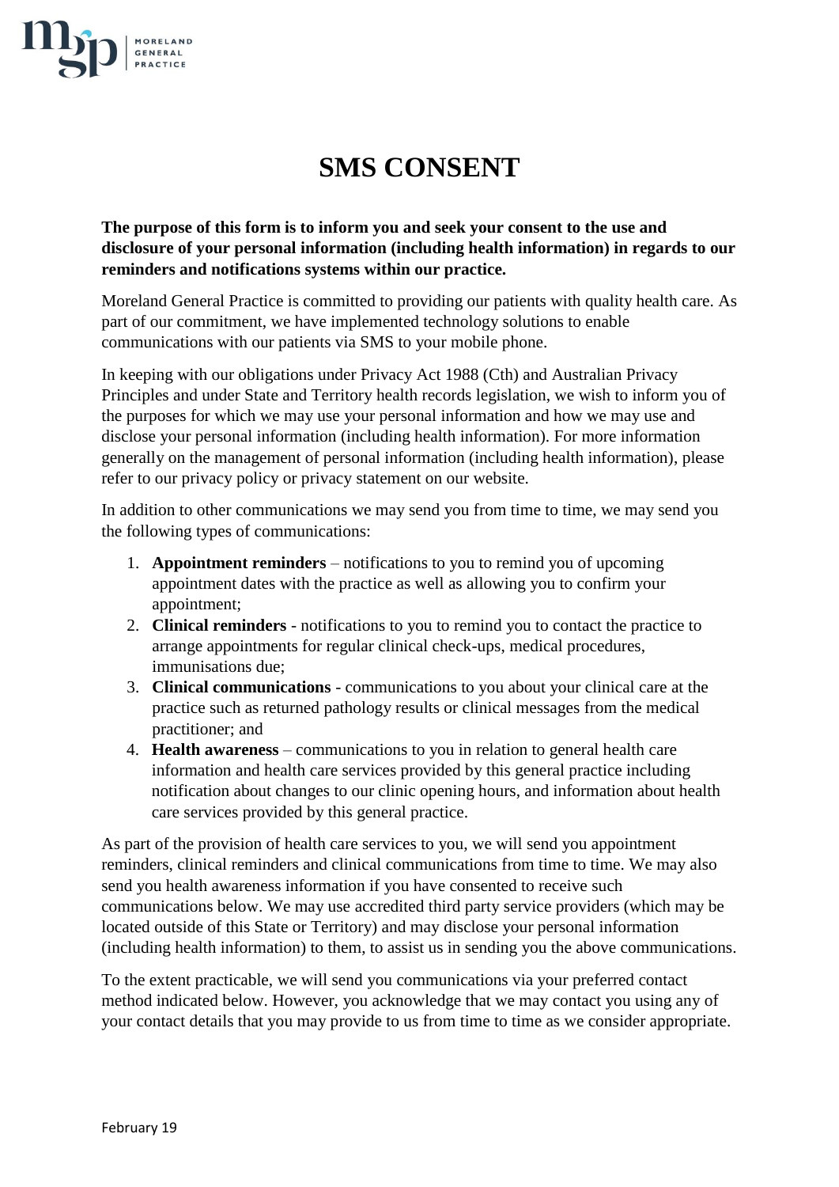# SMS CONSENT

**The purpose of this form is to inform you and seek your consent to the use and disclosure of your personal information (including health information) in regards to our reminders and notifications systems within our practice.**

Moreland General Practice is committed to providing our patients with quality health care. As part of our commitment, we have implemented technology solutions to enable communications with our patients via SMS to your mobile phone.

In keeping with our obligations under Privacy Act 1988 (Cth) and Australian Privacy Principles and under State and Territory health records legislation, we wish to inform you of the purposes for which we may use your personal information and how we may use and disclose your personal information (including health information). For more information generally on the management of personal information (including health information), please refer to our privacy policy or privacy statement on our website.

In addition to other communications we may send you from time to time, we may send you the following types of communications:

1. **Appointment reminders** – notifications to you to remind you of upcoming appointment dates with the practice as well as allowing you to confirm your appointment;
2. **Clinical reminders** - notifications to you to remind you to contact the practice to arrange appointments for regular clinical check-ups, medical procedures, immunisations due;
3. **Clinical communications** - communications to you about your clinical care at the practice such as returned pathology results or clinical messages from the medical practitioner; and
4. **Health awareness** – communications to you in relation to general health care information and health care services provided by this general practice including notification about changes to our clinic opening hours, and information about health care services provided by this general practice.

As part of the provision of health care services to you, we will send you appointment reminders, clinical reminders and clinical communications from time to time. We may also send you health awareness information if you have consented to receive such communications below. We may use accredited third party service providers (which may be located outside of this State or Territory) and may disclose your personal information (including health information) to them, to assist us in sending you the above communications.

To the extent practicable, we will send you communications via your preferred contact method indicated below. However, you acknowledge that we may contact you using any of your contact details that you may provide to us from time to time as we consider appropriate.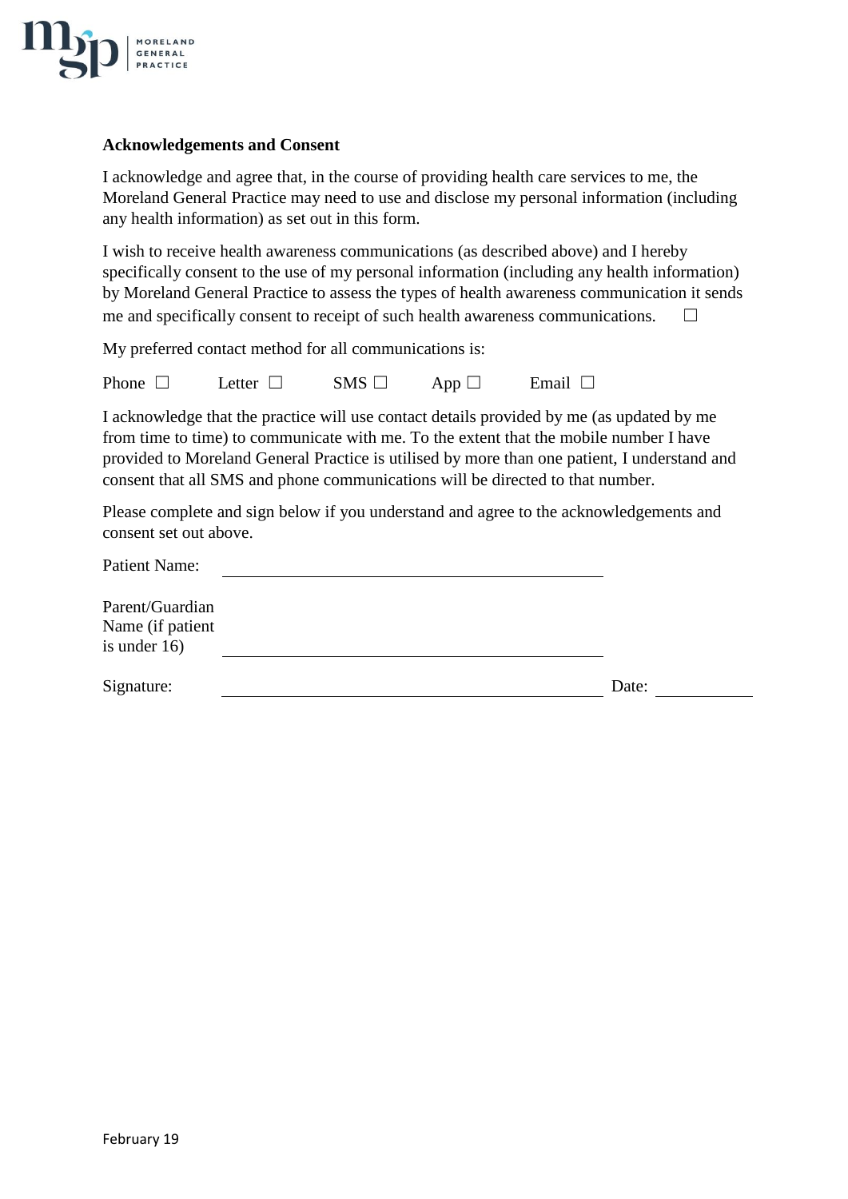**Acknowledgements and Consent**

I acknowledge and agree that, in the course of providing health care services to me, the Moreland General Practice may need to use and disclose my personal information (including any health information) as set out in this form.

I wish to receive health awareness communications (as described above) and I hereby specifically consent to the use of my personal information (including any health information) by Moreland General Practice to assess the types of health awareness communication it sends me and specifically consent to receipt of such health awareness communications. ☐

My preferred contact method for all communications is:

Phone ☐ Letter ☐ SMS ☐ App ☐ Email ☐

I acknowledge that the practice will use contact details provided by me (as updated by me from time to time) to communicate with me. To the extent that the mobile number I have provided to Moreland General Practice is utilised by more than one patient, I understand and consent that all SMS and phone communications will be directed to that number.

Please complete and sign below if you understand and agree to the acknowledgements and consent set out above.

Patient Name: ______________________________

Parent/Guardian Name (if patient is under 16) ______________________________

Signature: ______________________________ Date: __________

February 19